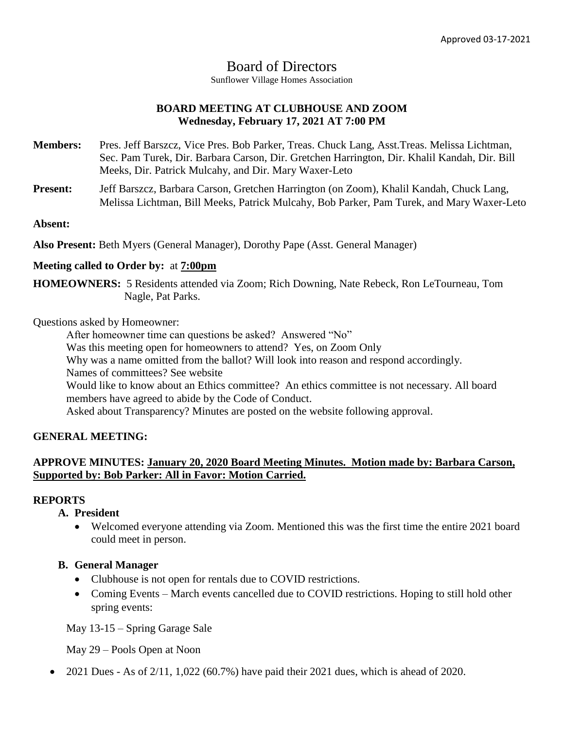Approved 03-17-2021

# Board of Directors

Sunflower Village Homes Association

**BOARD MEETING AT CLUBHOUSE AND ZOOM**
**Wednesday, February 17, 2021 AT 7:00 PM**

**Members:** Pres. Jeff Barszcz, Vice Pres. Bob Parker, Treas. Chuck Lang, Asst.Treas. Melissa Lichtman, Sec. Pam Turek, Dir. Barbara Carson, Dir. Gretchen Harrington, Dir. Khalil Kandah, Dir. Bill Meeks, Dir. Patrick Mulcahy, and Dir. Mary Waxer-Leto

**Present:** Jeff Barszcz, Barbara Carson, Gretchen Harrington (on Zoom), Khalil Kandah, Chuck Lang, Melissa Lichtman, Bill Meeks, Patrick Mulcahy, Bob Parker, Pam Turek, and Mary Waxer-Leto

**Absent:**

**Also Present:** Beth Myers (General Manager), Dorothy Pape (Asst. General Manager)

**Meeting called to Order by:** at **7:00pm**

**HOMEOWNERS:** 5 Residents attended via Zoom; Rich Downing, Nate Rebeck, Ron LeTourneau, Tom Nagle, Pat Parks.

Questions asked by Homeowner:

After homeowner time can questions be asked? Answered "No"
Was this meeting open for homeowners to attend? Yes, on Zoom Only
Why was a name omitted from the ballot? Will look into reason and respond accordingly.
Names of committees? See website
Would like to know about an Ethics committee? An ethics committee is not necessary. All board members have agreed to abide by the Code of Conduct.
Asked about Transparency? Minutes are posted on the website following approval.

**GENERAL MEETING:**

**APPROVE MINUTES: January 20, 2020 Board Meeting Minutes. Motion made by: Barbara Carson, Supported by: Bob Parker: All in Favor: Motion Carried.**

**REPORTS**

**A. President**

- Welcomed everyone attending via Zoom. Mentioned this was the first time the entire 2021 board could meet in person.

**B. General Manager**

- Clubhouse is not open for rentals due to COVID restrictions.
- Coming Events – March events cancelled due to COVID restrictions. Hoping to still hold other spring events:

May 13-15 – Spring Garage Sale

May 29 – Pools Open at Noon

- 2021 Dues - As of 2/11, 1,022 (60.7%) have paid their 2021 dues, which is ahead of 2020.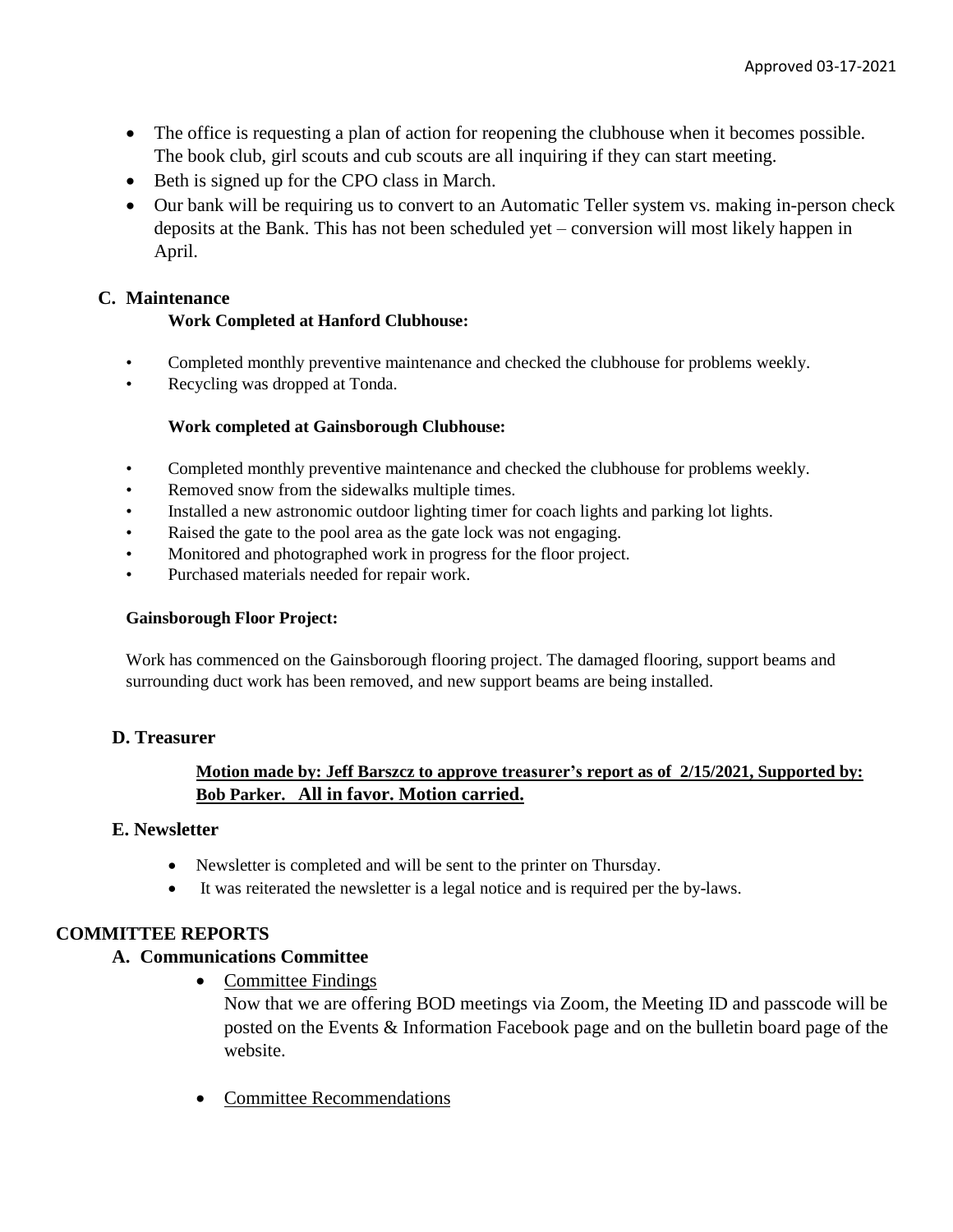Approved 03-17-2021

- The office is requesting a plan of action for reopening the clubhouse when it becomes possible. The book club, girl scouts and cub scouts are all inquiring if they can start meeting.
- Beth is signed up for the CPO class in March.
- Our bank will be requiring us to convert to an Automatic Teller system vs. making in-person check deposits at the Bank. This has not been scheduled yet – conversion will most likely happen in April.

### C. Maintenance

**Work Completed at Hanford Clubhouse:**

- Completed monthly preventive maintenance and checked the clubhouse for problems weekly.
- Recycling was dropped at Tonda.

**Work completed at Gainsborough Clubhouse:**

- Completed monthly preventive maintenance and checked the clubhouse for problems weekly.
- Removed snow from the sidewalks multiple times.
- Installed a new astronomic outdoor lighting timer for coach lights and parking lot lights.
- Raised the gate to the pool area as the gate lock was not engaging.
- Monitored and photographed work in progress for the floor project.
- Purchased materials needed for repair work.

**Gainsborough Floor Project:**

Work has commenced on the Gainsborough flooring project. The damaged flooring, support beams and surrounding duct work has been removed, and new support beams are being installed.

### D. Treasurer

**Motion made by: Jeff Barszcz to approve treasurer's report as of 2/15/2021, Supported by: Bob Parker. All in favor. Motion carried.**

### E. Newsletter

- Newsletter is completed and will be sent to the printer on Thursday.
- It was reiterated the newsletter is a legal notice and is required per the by-laws.

## COMMITTEE REPORTS

### A. Communications Committee

- Committee Findings

  Now that we are offering BOD meetings via Zoom, the Meeting ID and passcode will be posted on the Events & Information Facebook page and on the bulletin board page of the website.

- Committee Recommendations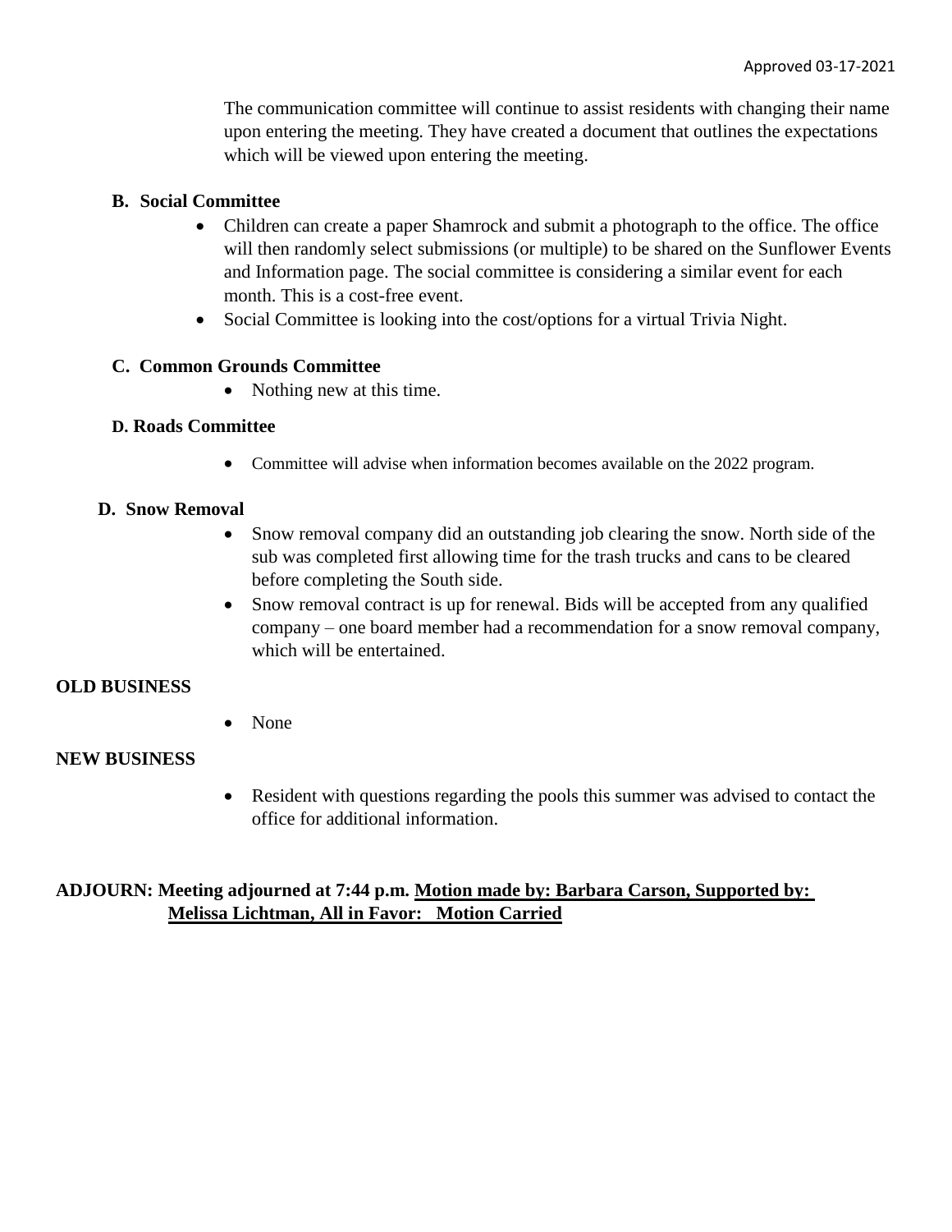Approved 03-17-2021

The communication committee will continue to assist residents with changing their name upon entering the meeting. They have created a document that outlines the expectations which will be viewed upon entering the meeting.

**B. Social Committee**

- Children can create a paper Shamrock and submit a photograph to the office. The office will then randomly select submissions (or multiple) to be shared on the Sunflower Events and Information page. The social committee is considering a similar event for each month. This is a cost-free event.
- Social Committee is looking into the cost/options for a virtual Trivia Night.

**C. Common Grounds Committee**

- Nothing new at this time.

**D. Roads Committee**

- Committee will advise when information becomes available on the 2022 program.

**D. Snow Removal**

- Snow removal company did an outstanding job clearing the snow. North side of the sub was completed first allowing time for the trash trucks and cans to be cleared before completing the South side.
- Snow removal contract is up for renewal. Bids will be accepted from any qualified company – one board member had a recommendation for a snow removal company, which will be entertained.

**OLD BUSINESS**

- None

**NEW BUSINESS**

- Resident with questions regarding the pools this summer was advised to contact the office for additional information.

**ADJOURN: Meeting adjourned at 7:44 p.m. Motion made by: Barbara Carson, Supported by: Melissa Lichtman, All in Favor: Motion Carried**